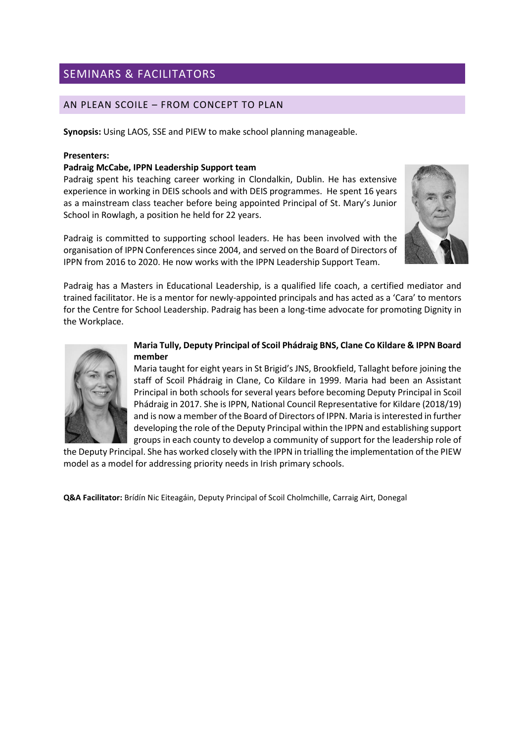# SEMINARS & FACILITATORS

## AN PLEAN SCOILE – FROM CONCEPT TO PLAN

**Synopsis:** Using LAOS, SSE and PIEW to make school planning manageable.

**Presenters:**

**Padraig McCabe, IPPN Leadership Support team**

Padraig spent his teaching career working in Clondalkin, Dublin. He has extensive experience in working in DEIS schools and with DEIS programmes. He spent 16 years as a mainstream class teacher before being appointed Principal of St. Mary's Junior School in Rowlagh, a position he held for 22 years.

Padraig is committed to supporting school leaders. He has been involved with the organisation of IPPN Conferences since 2004, and served on the Board of Directors of IPPN from 2016 to 2020. He now works with the IPPN Leadership Support Team.

Padraig has a Masters in Educational Leadership, is a qualified life coach, a certified mediator and trained facilitator. He is a mentor for newly-appointed principals and has acted as a 'Cara' to mentors for the Centre for School Leadership. Padraig has been a long-time advocate for promoting Dignity in the Workplace.

**Maria Tully, Deputy Principal of Scoil Phádraig BNS, Clane Co Kildare & IPPN Board member**

Maria taught for eight years in St Brigid's JNS, Brookfield, Tallaght before joining the staff of Scoil Phádraig in Clane, Co Kildare in 1999. Maria had been an Assistant Principal in both schools for several years before becoming Deputy Principal in Scoil Phádraig in 2017. She is IPPN, National Council Representative for Kildare (2018/19) and is now a member of the Board of Directors of IPPN. Maria is interested in further developing the role of the Deputy Principal within the IPPN and establishing support groups in each county to develop a community of support for the leadership role of the Deputy Principal. She has worked closely with the IPPN in trialling the implementation of the PIEW model as a model for addressing priority needs in Irish primary schools.

**Q&A Facilitator:** Brídín Nic Eiteagáin, Deputy Principal of Scoil Cholmchille, Carraig Airt, Donegal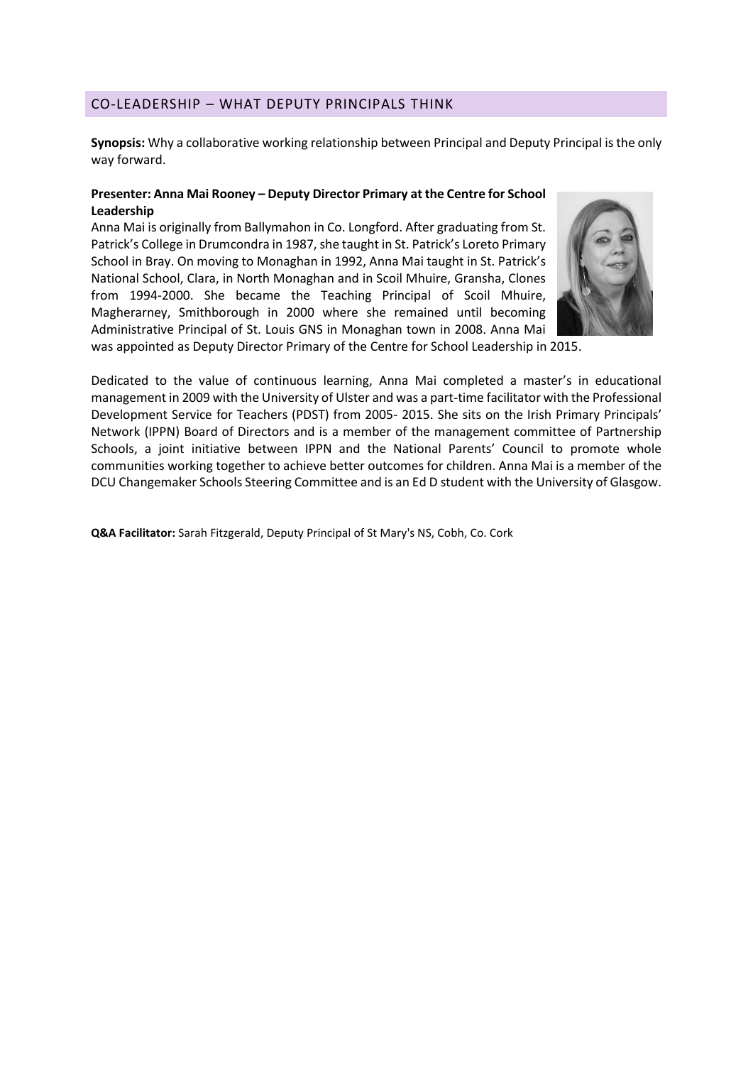## CO-LEADERSHIP – WHAT DEPUTY PRINCIPALS THINK

**Synopsis:** Why a collaborative working relationship between Principal and Deputy Principal is the only way forward.

**Presenter: Anna Mai Rooney – Deputy Director Primary at the Centre for School Leadership**

Anna Mai is originally from Ballymahon in Co. Longford. After graduating from St. Patrick's College in Drumcondra in 1987, she taught in St. Patrick's Loreto Primary School in Bray. On moving to Monaghan in 1992, Anna Mai taught in St. Patrick's National School, Clara, in North Monaghan and in Scoil Mhuire, Gransha, Clones from 1994-2000. She became the Teaching Principal of Scoil Mhuire, Magherarney, Smithborough in 2000 where she remained until becoming Administrative Principal of St. Louis GNS in Monaghan town in 2008. Anna Mai was appointed as Deputy Director Primary of the Centre for School Leadership in 2015.

Dedicated to the value of continuous learning, Anna Mai completed a master's in educational management in 2009 with the University of Ulster and was a part-time facilitator with the Professional Development Service for Teachers (PDST) from 2005- 2015. She sits on the Irish Primary Principals' Network (IPPN) Board of Directors and is a member of the management committee of Partnership Schools, a joint initiative between IPPN and the National Parents' Council to promote whole communities working together to achieve better outcomes for children. Anna Mai is a member of the DCU Changemaker Schools Steering Committee and is an Ed D student with the University of Glasgow.

**Q&A Facilitator:** Sarah Fitzgerald, Deputy Principal of St Mary's NS, Cobh, Co. Cork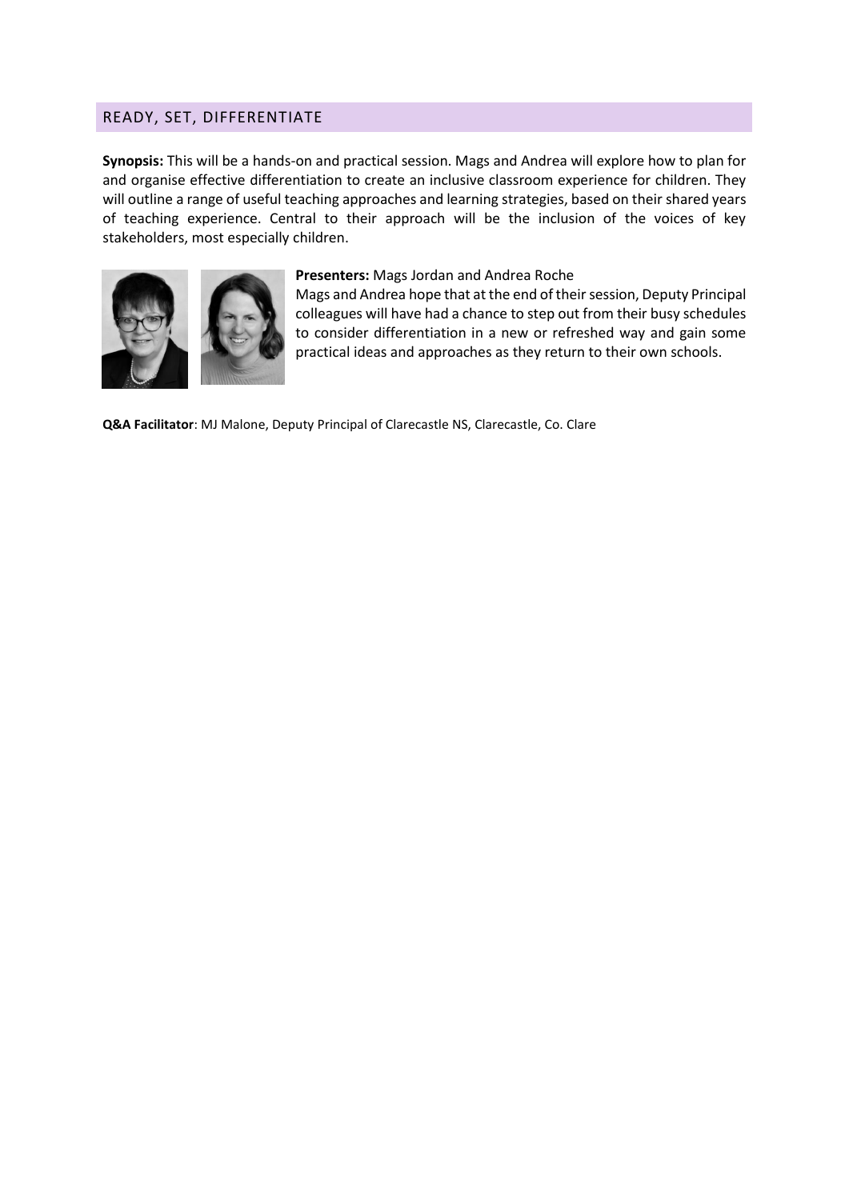## READY, SET, DIFFERENTIATE

**Synopsis:** This will be a hands-on and practical session. Mags and Andrea will explore how to plan for and organise effective differentiation to create an inclusive classroom experience for children. They will outline a range of useful teaching approaches and learning strategies, based on their shared years of teaching experience. Central to their approach will be the inclusion of the voices of key stakeholders, most especially children.

**Presenters:** Mags Jordan and Andrea Roche

Mags and Andrea hope that at the end of their session, Deputy Principal colleagues will have had a chance to step out from their busy schedules to consider differentiation in a new or refreshed way and gain some practical ideas and approaches as they return to their own schools.

**Q&A Facilitator**: MJ Malone, Deputy Principal of Clarecastle NS, Clarecastle, Co. Clare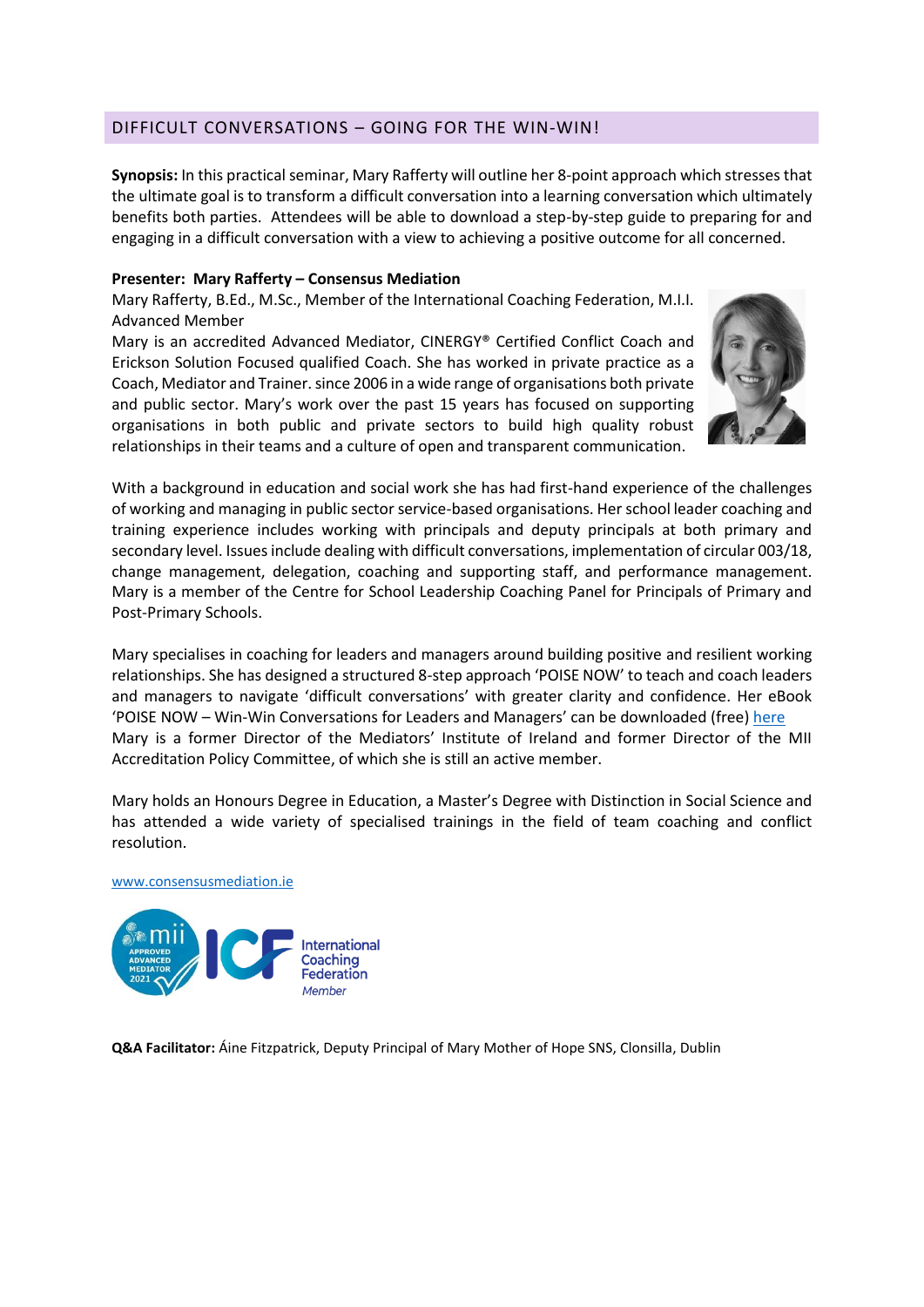## DIFFICULT CONVERSATIONS – GOING FOR THE WIN-WIN!

**Synopsis:** In this practical seminar, Mary Rafferty will outline her 8-point approach which stresses that the ultimate goal is to transform a difficult conversation into a learning conversation which ultimately benefits both parties. Attendees will be able to download a step-by-step guide to preparing for and engaging in a difficult conversation with a view to achieving a positive outcome for all concerned.

**Presenter: Mary Rafferty – Consensus Mediation**

Mary Rafferty, B.Ed., M.Sc., Member of the International Coaching Federation, M.I.I. Advanced Member

Mary is an accredited Advanced Mediator, CINERGY® Certified Conflict Coach and Erickson Solution Focused qualified Coach. She has worked in private practice as a Coach, Mediator and Trainer. since 2006 in a wide range of organisations both private and public sector. Mary's work over the past 15 years has focused on supporting organisations in both public and private sectors to build high quality robust relationships in their teams and a culture of open and transparent communication.

With a background in education and social work she has had first-hand experience of the challenges of working and managing in public sector service-based organisations. Her school leader coaching and training experience includes working with principals and deputy principals at both primary and secondary level. Issues include dealing with difficult conversations, implementation of circular 003/18, change management, delegation, coaching and supporting staff, and performance management. Mary is a member of the Centre for School Leadership Coaching Panel for Principals of Primary and Post-Primary Schools.

Mary specialises in coaching for leaders and managers around building positive and resilient working relationships. She has designed a structured 8-step approach 'POISE NOW' to teach and coach leaders and managers to navigate 'difficult conversations' with greater clarity and confidence. Her eBook 'POISE NOW – Win-Win Conversations for Leaders and Managers' can be downloaded (free) here
Mary is a former Director of the Mediators' Institute of Ireland and former Director of the MII Accreditation Policy Committee, of which she is still an active member.

Mary holds an Honours Degree in Education, a Master's Degree with Distinction in Social Science and has attended a wide variety of specialised trainings in the field of team coaching and conflict resolution.

www.consensusmediation.ie

mii APPROVED ADVANCED MEDIATOR 2021

ICF International Coaching Federation Member

**Q&A Facilitator:** Áine Fitzpatrick, Deputy Principal of Mary Mother of Hope SNS, Clonsilla, Dublin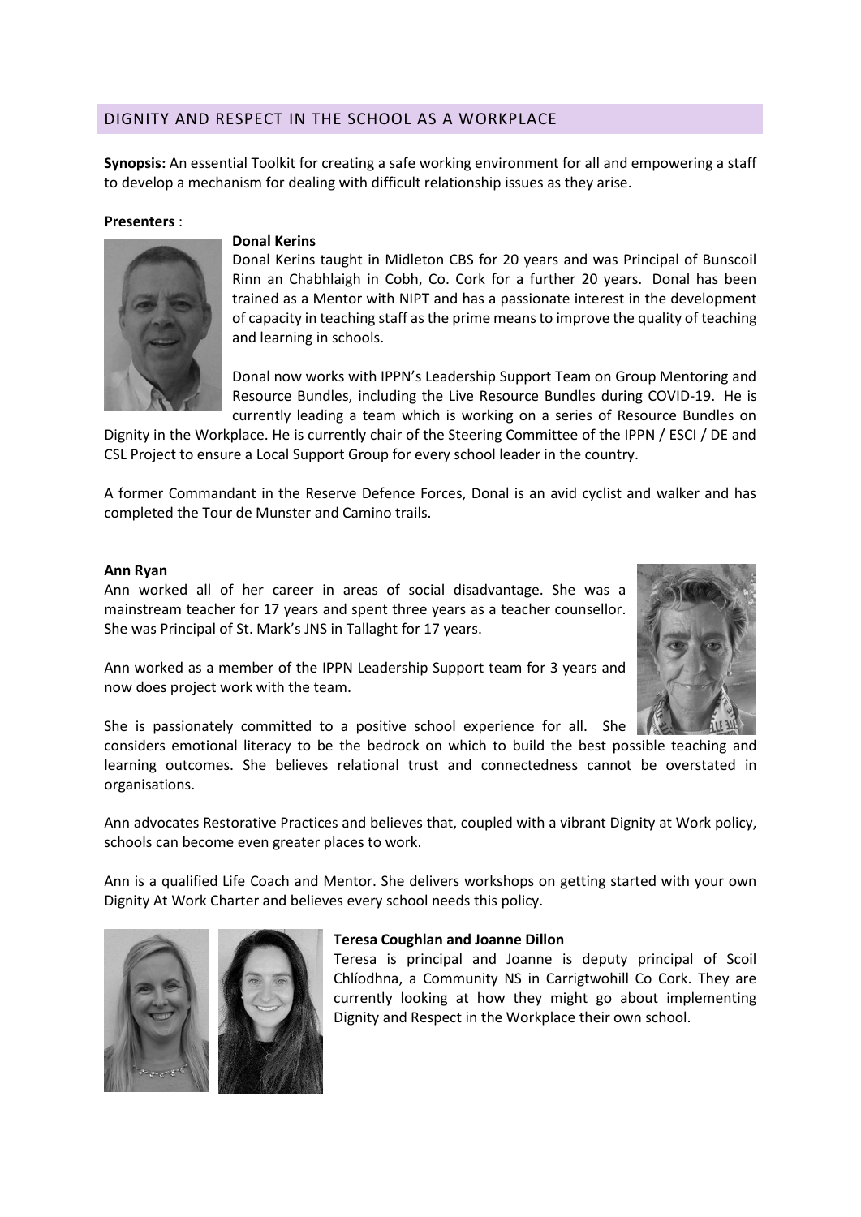## DIGNITY AND RESPECT IN THE SCHOOL AS A WORKPLACE

**Synopsis:** An essential Toolkit for creating a safe working environment for all and empowering a staff to develop a mechanism for dealing with difficult relationship issues as they arise.

**Presenters** :

**Donal Kerins**

Donal Kerins taught in Midleton CBS for 20 years and was Principal of Bunscoil Rinn an Chabhlaigh in Cobh, Co. Cork for a further 20 years. Donal has been trained as a Mentor with NIPT and has a passionate interest in the development of capacity in teaching staff as the prime means to improve the quality of teaching and learning in schools.

Donal now works with IPPN's Leadership Support Team on Group Mentoring and Resource Bundles, including the Live Resource Bundles during COVID-19. He is currently leading a team which is working on a series of Resource Bundles on Dignity in the Workplace. He is currently chair of the Steering Committee of the IPPN / ESCI / DE and CSL Project to ensure a Local Support Group for every school leader in the country.

A former Commandant in the Reserve Defence Forces, Donal is an avid cyclist and walker and has completed the Tour de Munster and Camino trails.

**Ann Ryan**

Ann worked all of her career in areas of social disadvantage. She was a mainstream teacher for 17 years and spent three years as a teacher counsellor. She was Principal of St. Mark's JNS in Tallaght for 17 years.

Ann worked as a member of the IPPN Leadership Support team for 3 years and now does project work with the team.

She is passionately committed to a positive school experience for all. She considers emotional literacy to be the bedrock on which to build the best possible teaching and learning outcomes. She believes relational trust and connectedness cannot be overstated in organisations.

Ann advocates Restorative Practices and believes that, coupled with a vibrant Dignity at Work policy, schools can become even greater places to work.

Ann is a qualified Life Coach and Mentor. She delivers workshops on getting started with your own Dignity At Work Charter and believes every school needs this policy.

**Teresa Coughlan and Joanne Dillon**

Teresa is principal and Joanne is deputy principal of Scoil Chlíodhna, a Community NS in Carrigtwohill Co Cork. They are currently looking at how they might go about implementing Dignity and Respect in the Workplace their own school.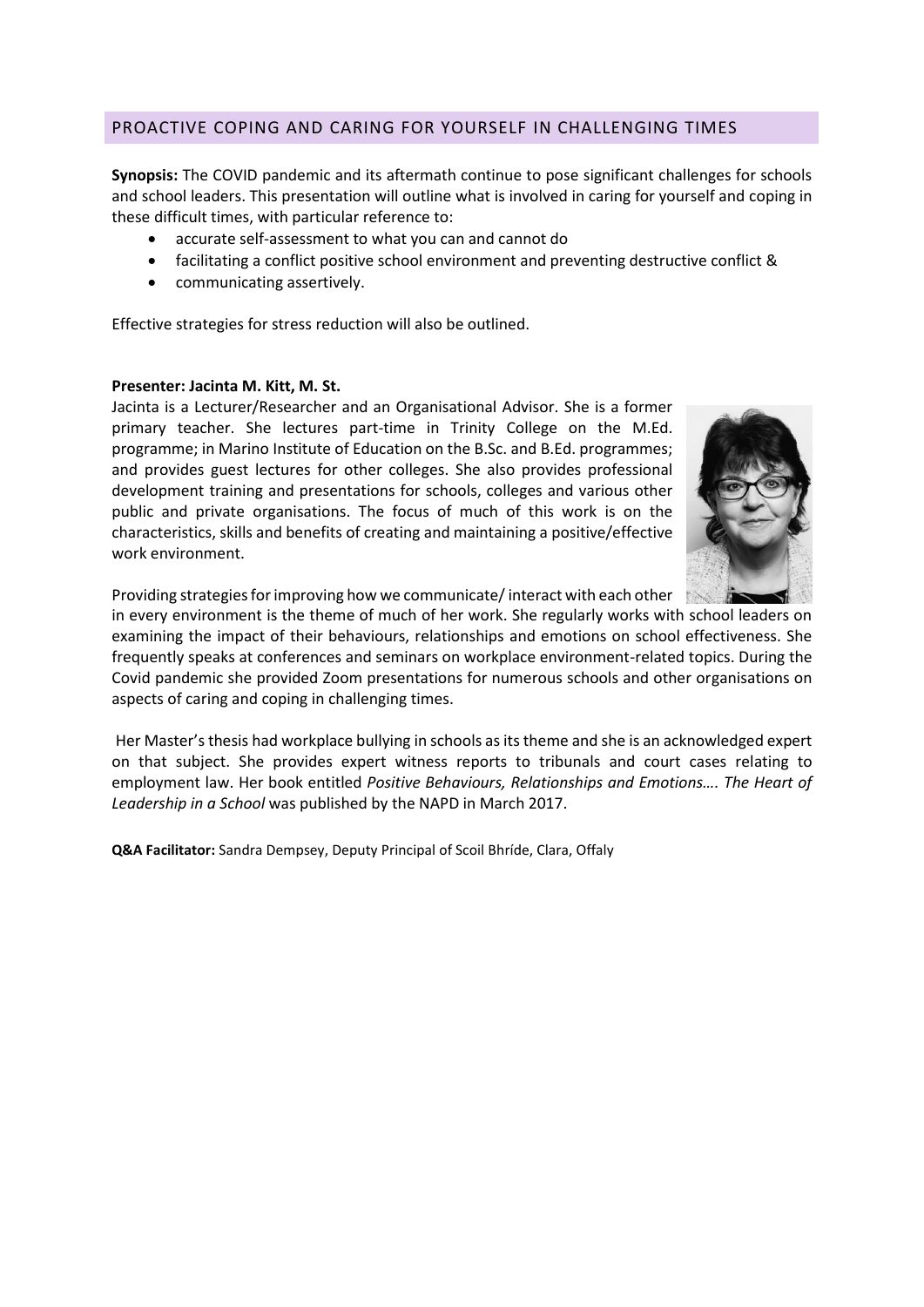## PROACTIVE COPING AND CARING FOR YOURSELF IN CHALLENGING TIMES

**Synopsis:** The COVID pandemic and its aftermath continue to pose significant challenges for schools and school leaders. This presentation will outline what is involved in caring for yourself and coping in these difficult times, with particular reference to:

- accurate self-assessment to what you can and cannot do
- facilitating a conflict positive school environment and preventing destructive conflict &
- communicating assertively.

Effective strategies for stress reduction will also be outlined.

**Presenter: Jacinta M. Kitt, M. St.**

Jacinta is a Lecturer/Researcher and an Organisational Advisor. She is a former primary teacher. She lectures part-time in Trinity College on the M.Ed. programme; in Marino Institute of Education on the B.Sc. and B.Ed. programmes; and provides guest lectures for other colleges. She also provides professional development training and presentations for schools, colleges and various other public and private organisations. The focus of much of this work is on the characteristics, skills and benefits of creating and maintaining a positive/effective work environment.

Providing strategies for improving how we communicate/ interact with each other in every environment is the theme of much of her work. She regularly works with school leaders on examining the impact of their behaviours, relationships and emotions on school effectiveness. She frequently speaks at conferences and seminars on workplace environment-related topics. During the Covid pandemic she provided Zoom presentations for numerous schools and other organisations on aspects of caring and coping in challenging times.

Her Master's thesis had workplace bullying in schools as its theme and she is an acknowledged expert on that subject. She provides expert witness reports to tribunals and court cases relating to employment law. Her book entitled *Positive Behaviours, Relationships and Emotions…. The Heart of Leadership in a School* was published by the NAPD in March 2017.

**Q&A Facilitator:** Sandra Dempsey, Deputy Principal of Scoil Bhríde, Clara, Offaly